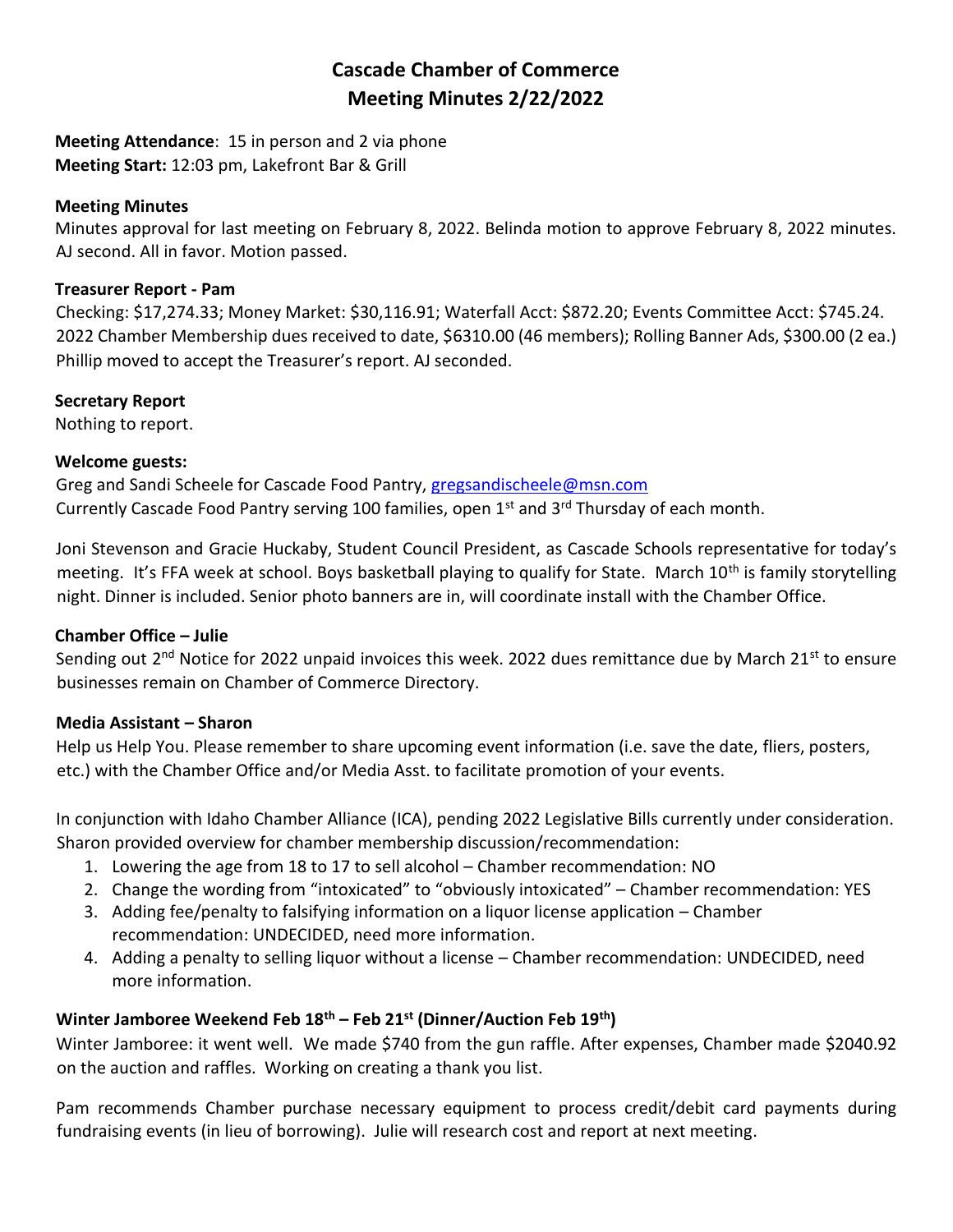# Cascade Chamber of Commerce
## Meeting Minutes 2/22/2022

**Meeting Attendance**: 15 in person and 2 via phone
**Meeting Start:** 12:03 pm, Lakefront Bar & Grill

### Meeting Minutes

Minutes approval for last meeting on February 8, 2022. Belinda motion to approve February 8, 2022 minutes. AJ second. All in favor. Motion passed.

### Treasurer Report - Pam

Checking: $17,274.33; Money Market: $30,116.91; Waterfall Acct: $872.20; Events Committee Acct: $745.24. 2022 Chamber Membership dues received to date, $6310.00 (46 members); Rolling Banner Ads, $300.00 (2 ea.) Phillip moved to accept the Treasurer's report. AJ seconded.

### Secretary Report

Nothing to report.

### Welcome guests:

Greg and Sandi Scheele for Cascade Food Pantry, gregsandischeele@msn.com
Currently Cascade Food Pantry serving 100 families, open 1st and 3rd Thursday of each month.

Joni Stevenson and Gracie Huckaby, Student Council President, as Cascade Schools representative for today's meeting. It's FFA week at school. Boys basketball playing to qualify for State. March 10th is family storytelling night. Dinner is included. Senior photo banners are in, will coordinate install with the Chamber Office.

### Chamber Office – Julie

Sending out 2nd Notice for 2022 unpaid invoices this week. 2022 dues remittance due by March 21st to ensure businesses remain on Chamber of Commerce Directory.

### Media Assistant – Sharon

Help us Help You. Please remember to share upcoming event information (i.e. save the date, fliers, posters, etc.) with the Chamber Office and/or Media Asst. to facilitate promotion of your events.

In conjunction with Idaho Chamber Alliance (ICA), pending 2022 Legislative Bills currently under consideration. Sharon provided overview for chamber membership discussion/recommendation:

1. Lowering the age from 18 to 17 to sell alcohol – Chamber recommendation: NO
2. Change the wording from "intoxicated" to "obviously intoxicated" – Chamber recommendation: YES
3. Adding fee/penalty to falsifying information on a liquor license application – Chamber recommendation: UNDECIDED, need more information.
4. Adding a penalty to selling liquor without a license – Chamber recommendation: UNDECIDED, need more information.

### Winter Jamboree Weekend Feb 18th – Feb 21st (Dinner/Auction Feb 19th)

Winter Jamboree: it went well. We made $740 from the gun raffle. After expenses, Chamber made $2040.92 on the auction and raffles. Working on creating a thank you list.

Pam recommends Chamber purchase necessary equipment to process credit/debit card payments during fundraising events (in lieu of borrowing). Julie will research cost and report at next meeting.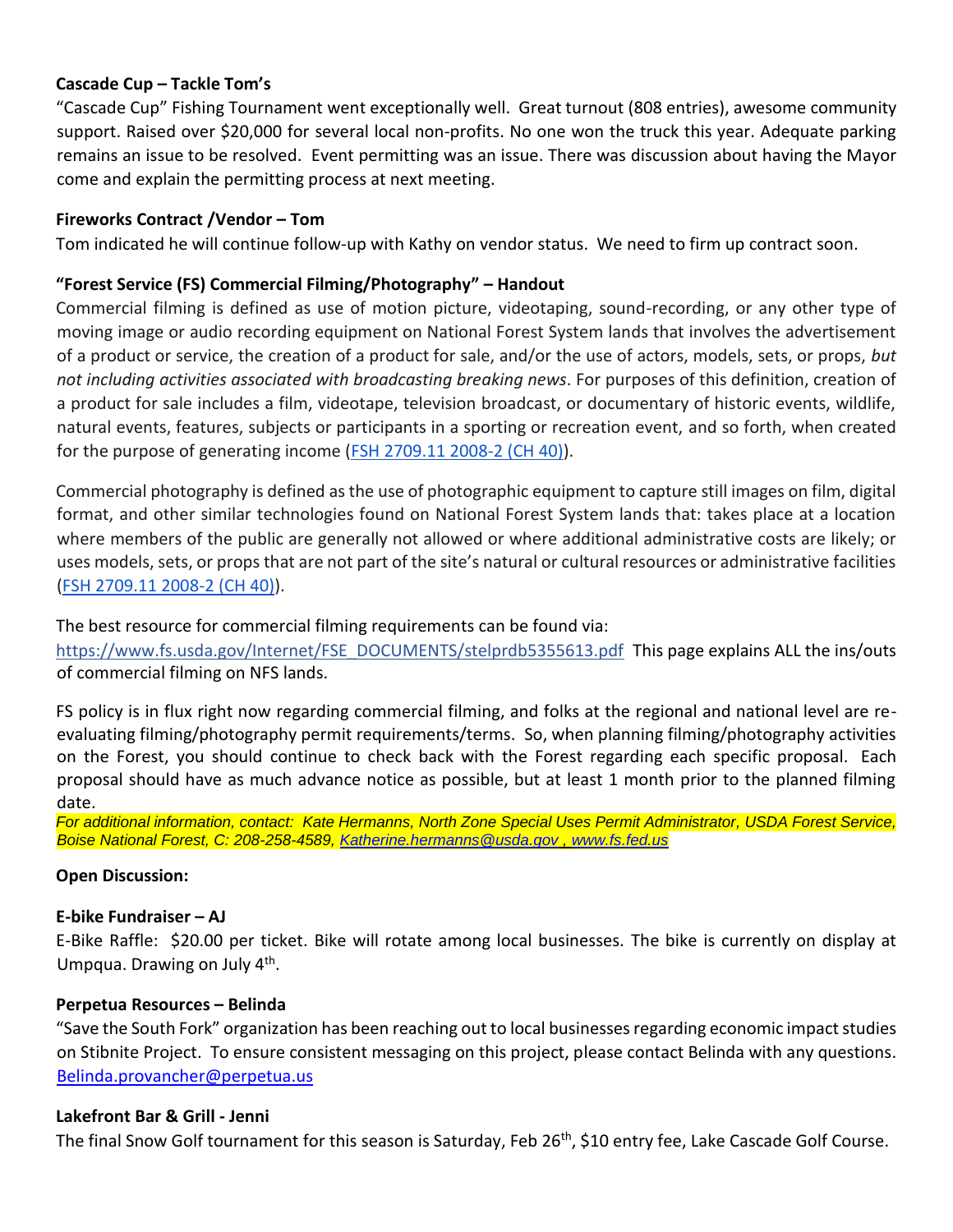**Cascade Cup – Tackle Tom's**

"Cascade Cup" Fishing Tournament went exceptionally well. Great turnout (808 entries), awesome community support. Raised over $20,000 for several local non-profits. No one won the truck this year. Adequate parking remains an issue to be resolved. Event permitting was an issue. There was discussion about having the Mayor come and explain the permitting process at next meeting.

**Fireworks Contract /Vendor – Tom**

Tom indicated he will continue follow-up with Kathy on vendor status. We need to firm up contract soon.

**"Forest Service (FS) Commercial Filming/Photography" – Handout**

Commercial filming is defined as use of motion picture, videotaping, sound-recording, or any other type of moving image or audio recording equipment on National Forest System lands that involves the advertisement of a product or service, the creation of a product for sale, and/or the use of actors, models, sets, or props, *but not including activities associated with broadcasting breaking news*. For purposes of this definition, creation of a product for sale includes a film, videotape, television broadcast, or documentary of historic events, wildlife, natural events, features, subjects or participants in a sporting or recreation event, and so forth, when created for the purpose of generating income (FSH 2709.11 2008-2 (CH 40)).

Commercial photography is defined as the use of photographic equipment to capture still images on film, digital format, and other similar technologies found on National Forest System lands that: takes place at a location where members of the public are generally not allowed or where additional administrative costs are likely; or uses models, sets, or props that are not part of the site's natural or cultural resources or administrative facilities (FSH 2709.11 2008-2 (CH 40)).

The best resource for commercial filming requirements can be found via:
https://www.fs.usda.gov/Internet/FSE_DOCUMENTS/stelprdb5355613.pdf This page explains ALL the ins/outs of commercial filming on NFS lands.

FS policy is in flux right now regarding commercial filming, and folks at the regional and national level are re-evaluating filming/photography permit requirements/terms. So, when planning filming/photography activities on the Forest, you should continue to check back with the Forest regarding each specific proposal. Each proposal should have as much advance notice as possible, but at least 1 month prior to the planned filming date.

*For additional information, contact: Kate Hermanns, North Zone Special Uses Permit Administrator, USDA Forest Service, Boise National Forest, C: 208-258-4589, Katherine.hermanns@usda.gov , www.fs.fed.us*

**Open Discussion:**

**E-bike Fundraiser – AJ**

E-Bike Raffle: $20.00 per ticket. Bike will rotate among local businesses. The bike is currently on display at Umpqua. Drawing on July 4th.

**Perpetua Resources – Belinda**

"Save the South Fork" organization has been reaching out to local businesses regarding economic impact studies on Stibnite Project. To ensure consistent messaging on this project, please contact Belinda with any questions. Belinda.provancher@perpetua.us

**Lakefront Bar & Grill - Jenni**

The final Snow Golf tournament for this season is Saturday, Feb 26th, $10 entry fee, Lake Cascade Golf Course.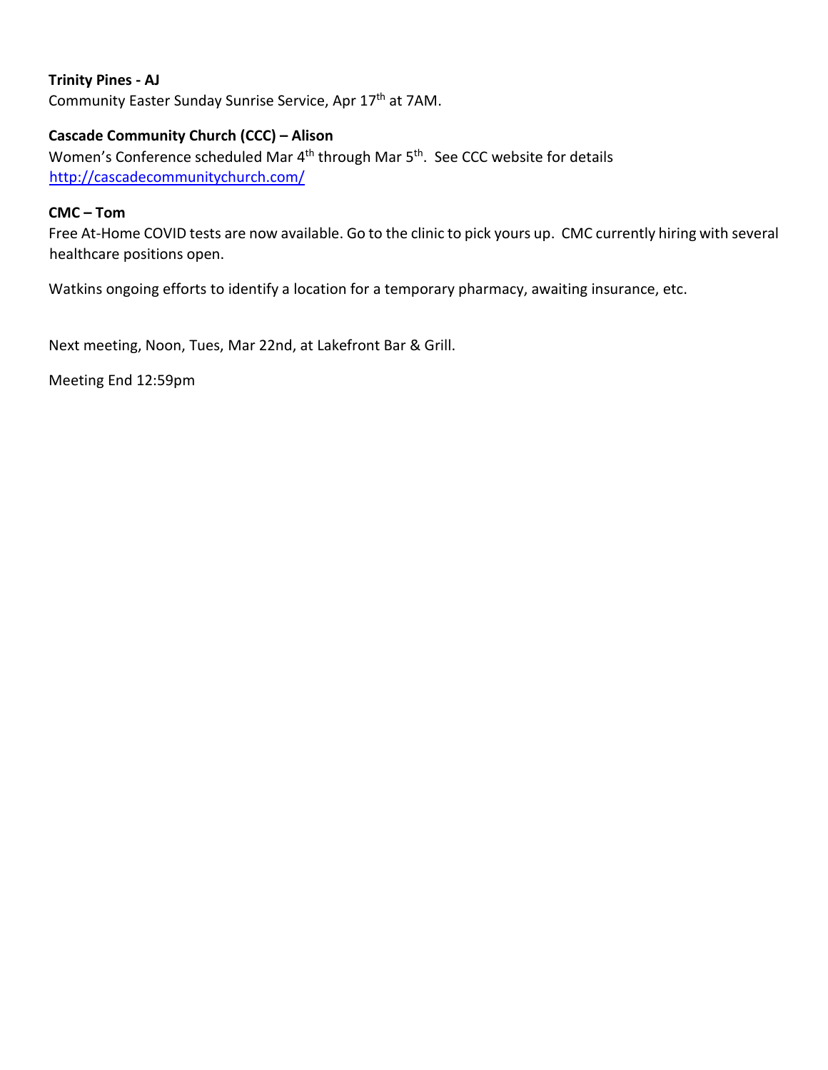**Trinity Pines - AJ**
Community Easter Sunday Sunrise Service, Apr 17th at 7AM.

**Cascade Community Church (CCC) – Alison**
Women's Conference scheduled Mar 4th through Mar 5th. See CCC website for details
http://cascadecommunitychurch.com/

**CMC – Tom**
Free At-Home COVID tests are now available. Go to the clinic to pick yours up. CMC currently hiring with several healthcare positions open.

Watkins ongoing efforts to identify a location for a temporary pharmacy, awaiting insurance, etc.

Next meeting, Noon, Tues, Mar 22nd, at Lakefront Bar & Grill.

Meeting End 12:59pm